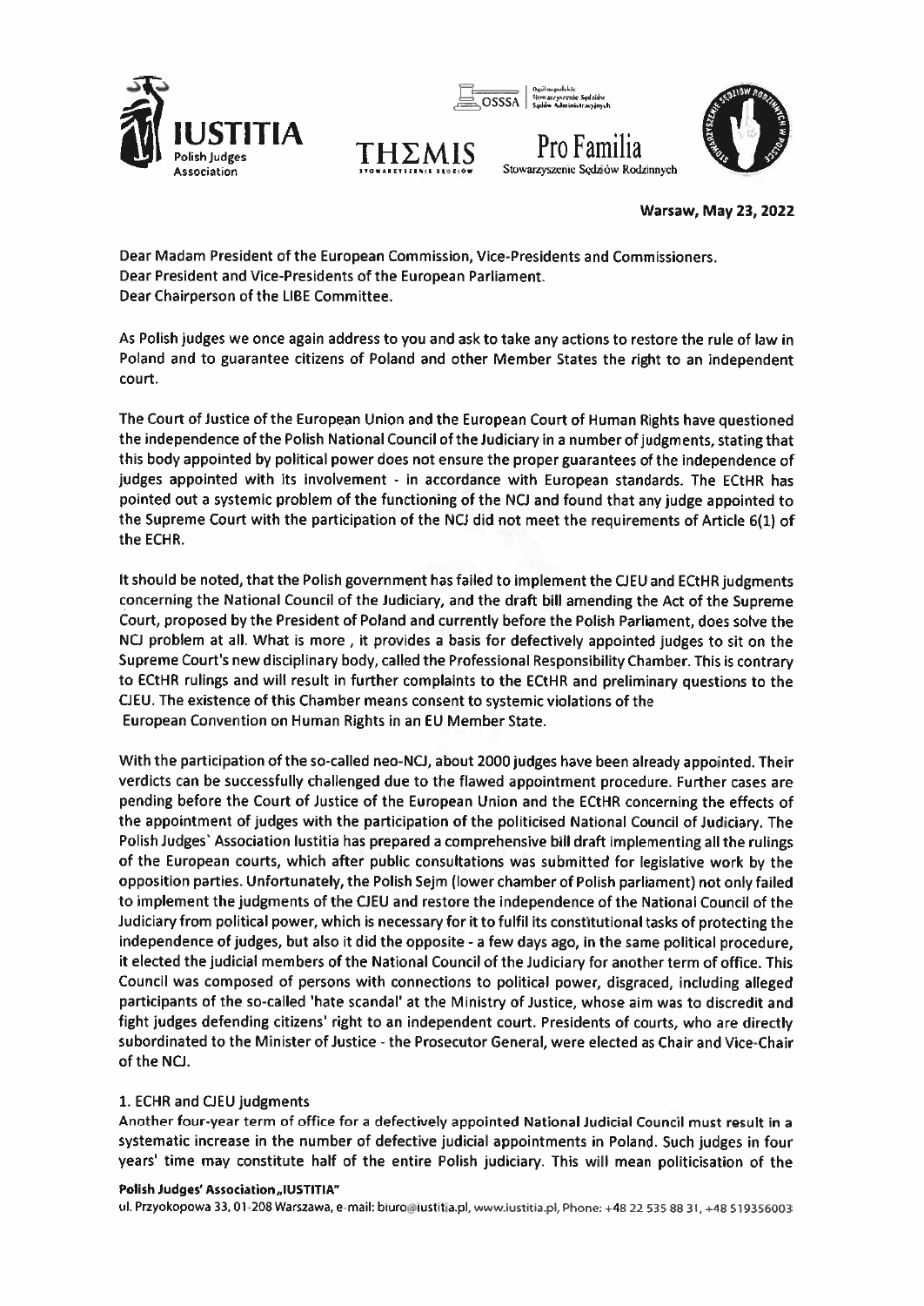Warsaw, May 23, 2022

Dear Madam President of the European Commission, Vice-Presidents and Commissioners.
Dear President and Vice-Presidents of the European Parliament.
Dear Chairperson of the LIBE Committee.

As Polish judges we once again address to you and ask to take any actions to restore the rule of law in Poland and to guarantee citizens of Poland and other Member States the right to an independent court.

The Court of Justice of the European Union and the European Court of Human Rights have questioned the independence of the Polish National Council of the Judiciary in a number of judgments, stating that this body appointed by political power does not ensure the proper guarantees of the independence of judges appointed with its involvement - in accordance with European standards. The ECtHR has pointed out a systemic problem of the functioning of the NCJ and found that any judge appointed to the Supreme Court with the participation of the NCJ did not meet the requirements of Article 6(1) of the ECHR.

It should be noted, that the Polish government has failed to implement the CJEU and ECtHR judgments concerning the National Council of the Judiciary, and the draft bill amending the Act of the Supreme Court, proposed by the President of Poland and currently before the Polish Parliament, does solve the NCJ problem at all. What is more , it provides a basis for defectively appointed judges to sit on the Supreme Court's new disciplinary body, called the Professional Responsibility Chamber. This is contrary to ECtHR rulings and will result in further complaints to the ECtHR and preliminary questions to the CJEU. The existence of this Chamber means consent to systemic violations of the European Convention on Human Rights in an EU Member State.

With the participation of the so-called neo-NCJ, about 2000 judges have been already appointed. Their verdicts can be successfully challenged due to the flawed appointment procedure. Further cases are pending before the Court of Justice of the European Union and the ECtHR concerning the effects of the appointment of judges with the participation of the politicised National Council of Judiciary. The Polish Judges' Association Iustitia has prepared a comprehensive bill draft implementing all the rulings of the European courts, which after public consultations was submitted for legislative work by the opposition parties. Unfortunately, the Polish Sejm (lower chamber of Polish parliament) not only failed to implement the judgments of the CJEU and restore the independence of the National Council of the Judiciary from political power, which is necessary for it to fulfil its constitutional tasks of protecting the independence of judges, but also it did the opposite - a few days ago, in the same political procedure, it elected the judicial members of the National Council of the Judiciary for another term of office. This Council was composed of persons with connections to political power, disgraced, including alleged participants of the so-called 'hate scandal' at the Ministry of Justice, whose aim was to discredit and fight judges defending citizens' right to an independent court. Presidents of courts, who are directly subordinated to the Minister of Justice - the Prosecutor General, were elected as Chair and Vice-Chair of the NCJ.

## 1. ECHR and CJEU judgments

Another four-year term of office for a defectively appointed National Judicial Council must result in a systematic increase in the number of defective judicial appointments in Poland. Such judges in four years' time may constitute half of the entire Polish judiciary. This will mean politicisation of the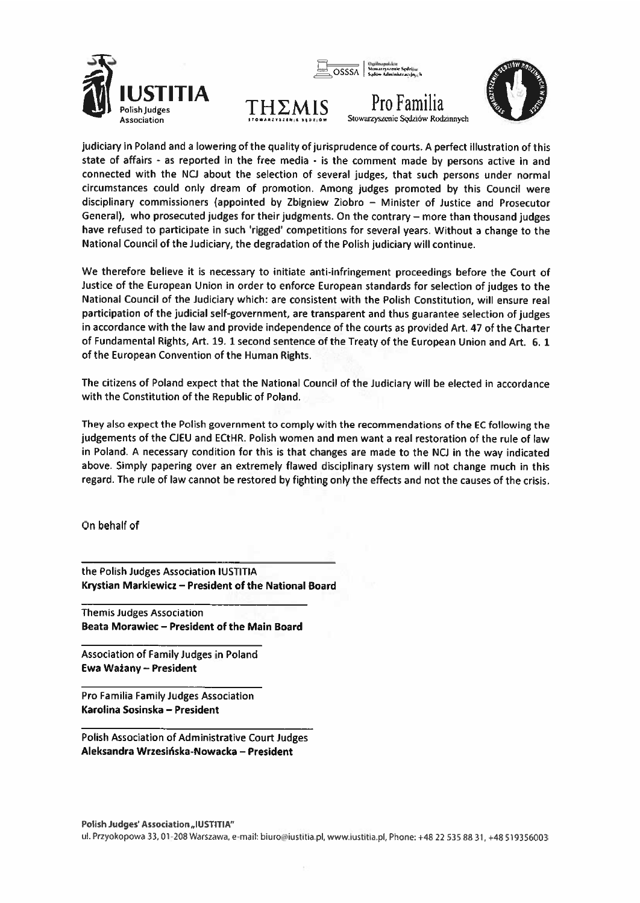judiciary in Poland and a lowering of the quality of jurisprudence of courts. A perfect illustration of this state of affairs - as reported in the free media - is the comment made by persons active in and connected with the NCJ about the selection of several judges, that such persons under normal circumstances could only dream of promotion. Among judges promoted by this Council were disciplinary commissioners (appointed by Zbigniew Ziobro – Minister of Justice and Prosecutor General), who prosecuted judges for their judgments. On the contrary – more than thousand judges have refused to participate in such 'rigged' competitions for several years. Without a change to the National Council of the Judiciary, the degradation of the Polish judiciary will continue.

We therefore believe it is necessary to initiate anti-infringement proceedings before the Court of Justice of the European Union in order to enforce European standards for selection of judges to the National Council of the Judiciary which: are consistent with the Polish Constitution, will ensure real participation of the judicial self-government, are transparent and thus guarantee selection of judges in accordance with the law and provide independence of the courts as provided Art. 47 of the Charter of Fundamental Rights, Art. 19. 1 second sentence of the Treaty of the European Union and Art. 6. 1 of the European Convention of the Human Rights.

The citizens of Poland expect that the National Council of the Judiciary will be elected in accordance with the Constitution of the Republic of Poland.

They also expect the Polish government to comply with the recommendations of the EC following the judgements of the CJEU and ECtHR. Polish women and men want a real restoration of the rule of law in Poland. A necessary condition for this is that changes are made to the NCJ in the way indicated above. Simply papering over an extremely flawed disciplinary system will not change much in this regard. The rule of law cannot be restored by fighting only the effects and not the causes of the crisis.

On behalf of

the Polish Judges Association IUSTITIA
**Krystian Markiewicz – President of the National Board**

Themis Judges Association
**Beata Morawiec – President of the Main Board**

Association of Family Judges in Poland
**Ewa Ważany – President**

Pro Familia Family Judges Association
**Karolina Sosinska – President**

Polish Association of Administrative Court Judges
**Aleksandra Wrzesińska-Nowacka – President**

**Polish Judges' Association „IUSTITIA"**
ul. Przyokopowa 33, 01-208 Warszawa, e-mail: biuro@iustitia.pl, www.iustitia.pl, Phone: +48 22 535 88 31, +48 519356003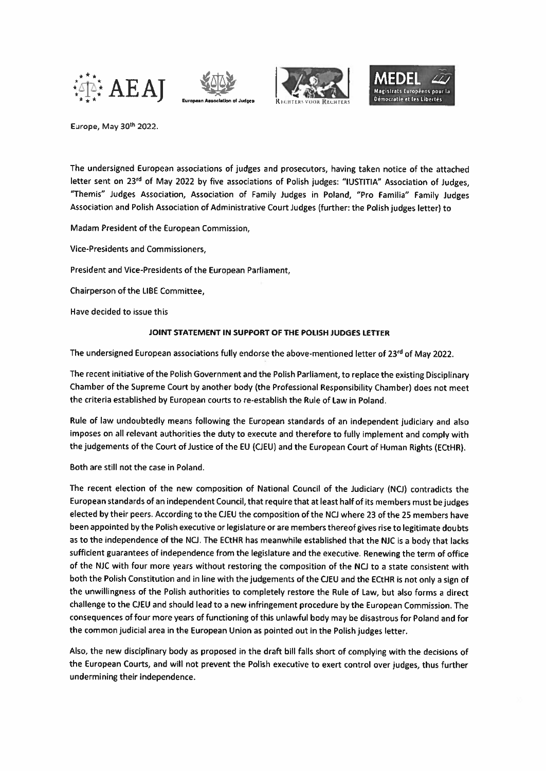Europe, May 30th 2022.

The undersigned European associations of judges and prosecutors, having taken notice of the attached letter sent on 23rd of May 2022 by five associations of Polish judges: "IUSTITIA" Association of Judges, "Themis" Judges Association, Association of Family Judges in Poland, "Pro Familia" Family Judges Association and Polish Association of Administrative Court Judges (further: the Polish judges letter) to

Madam President of the European Commission,

Vice-Presidents and Commissioners,

President and Vice-Presidents of the European Parliament,

Chairperson of the LIBE Committee,

Have decided to issue this

**JOINT STATEMENT IN SUPPORT OF THE POLISH JUDGES LETTER**

The undersigned European associations fully endorse the above-mentioned letter of 23rd of May 2022.

The recent initiative of the Polish Government and the Polish Parliament, to replace the existing Disciplinary Chamber of the Supreme Court by another body (the Professional Responsibility Chamber) does not meet the criteria established by European courts to re-establish the Rule of Law in Poland.

Rule of law undoubtedly means following the European standards of an independent judiciary and also imposes on all relevant authorities the duty to execute and therefore to fully implement and comply with the judgements of the Court of Justice of the EU (CJEU) and the European Court of Human Rights (ECtHR).

Both are still not the case in Poland.

The recent election of the new composition of National Council of the Judiciary (NCJ) contradicts the European standards of an independent Council, that require that at least half of its members must be judges elected by their peers. According to the CJEU the composition of the NCJ where 23 of the 25 members have been appointed by the Polish executive or legislature or are members thereof gives rise to legitimate doubts as to the independence of the NCJ. The ECtHR has meanwhile established that the NJC is a body that lacks sufficient guarantees of independence from the legislature and the executive. Renewing the term of office of the NJC with four more years without restoring the composition of the NCJ to a state consistent with both the Polish Constitution and in line with the judgements of the CJEU and the ECtHR is not only a sign of the unwillingness of the Polish authorities to completely restore the Rule of Law, but also forms a direct challenge to the CJEU and should lead to a new infringement procedure by the European Commission. The consequences of four more years of functioning of this unlawful body may be disastrous for Poland and for the common judicial area in the European Union as pointed out in the Polish judges letter.

Also, the new disciplinary body as proposed in the draft bill falls short of complying with the decisions of the European Courts, and will not prevent the Polish executive to exert control over judges, thus further undermining their independence.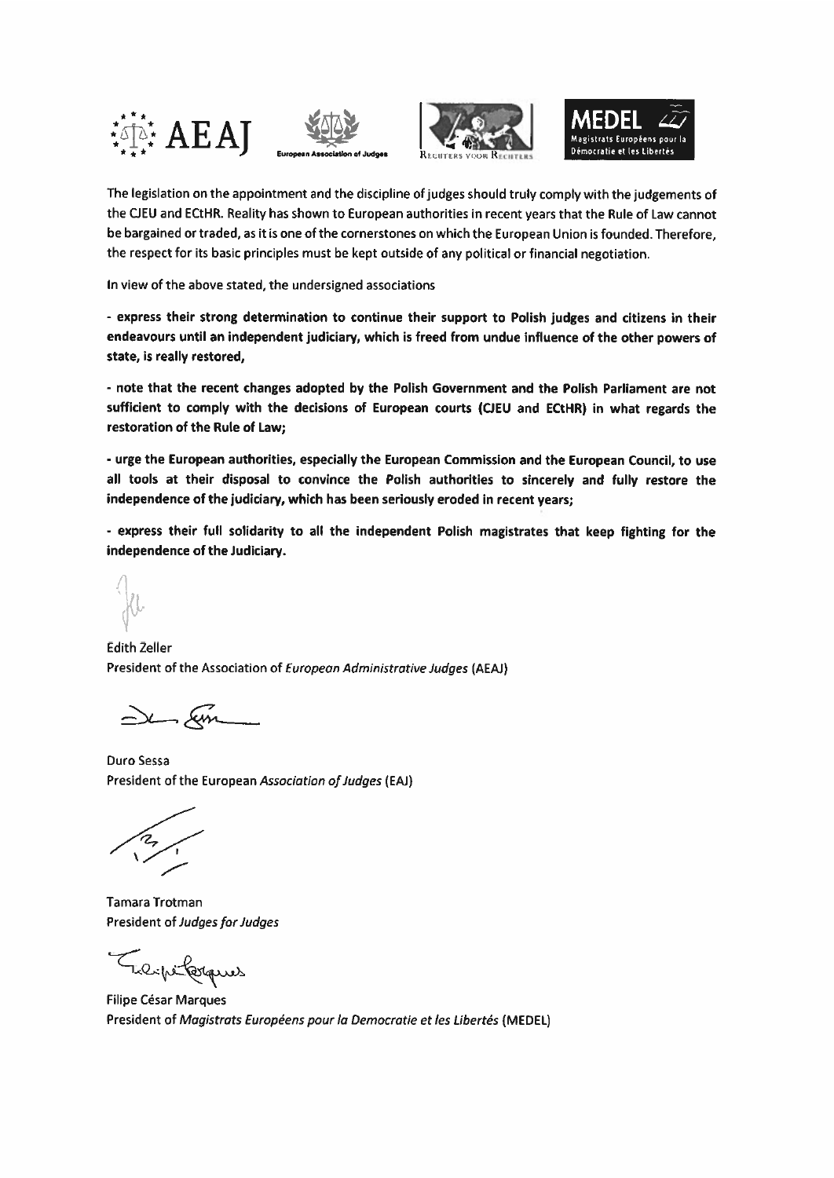The legislation on the appointment and the discipline of judges should truly comply with the judgements of the CJEU and ECtHR. Reality has shown to European authorities in recent years that the Rule of Law cannot be bargained or traded, as it is one of the cornerstones on which the European Union is founded. Therefore, the respect for its basic principles must be kept outside of any political or financial negotiation.

In view of the above stated, the undersigned associations

- **express their strong determination to continue their support to Polish judges and citizens in their endeavours until an independent judiciary, which is freed from undue influence of the other powers of state, is really restored,**

- **note that the recent changes adopted by the Polish Government and the Polish Parliament are not sufficient to comply with the decisions of European courts (CJEU and ECtHR) in what regards the restoration of the Rule of Law;**

- **urge the European authorities, especially the European Commission and the European Council, to use all tools at their disposal to convince the Polish authorities to sincerely and fully restore the independence of the judiciary, which has been seriously eroded in recent years;**

- **express their full solidarity to all the independent Polish magistrates that keep fighting for the independence of the Judiciary.**

Edith Zeller
President of the Association of *European Administrative Judges* (AEAJ)

Duro Sessa
President of the European *Association of Judges* (EAJ)

Tamara Trotman
President of *Judges for Judges*

Filipe César Marques
President of *Magistrats Européens pour la Democratie et les Libertés* (MEDEL)